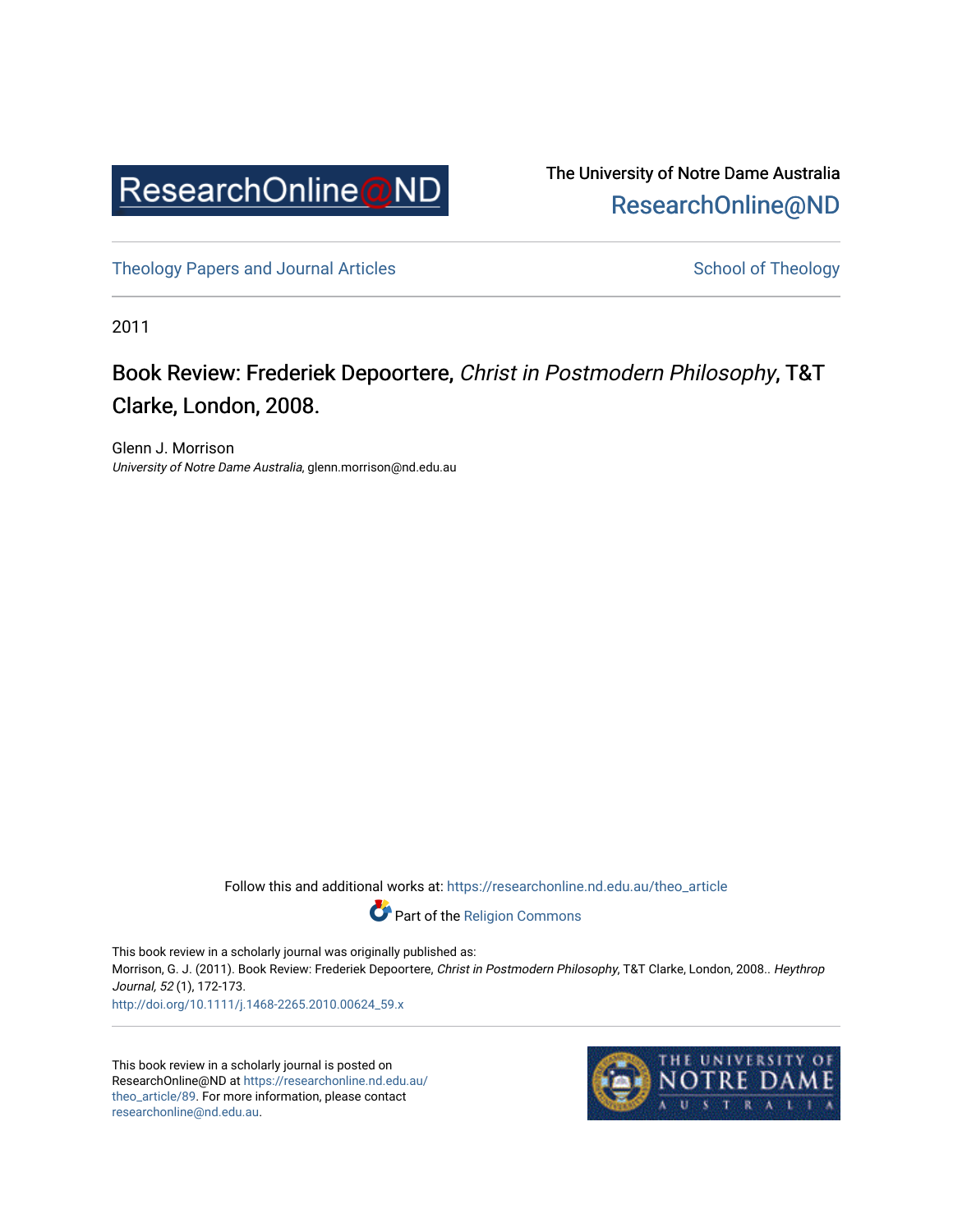ResearchOnline@ND

The University of Notre Dame Australia
ResearchOnline@ND

Theology Papers and Journal Articles

School of Theology

2011

# Book Review: Frederiek Depoortere, *Christ in Postmodern Philosophy*, T&T Clarke, London, 2008.

Glenn J. Morrison
*University of Notre Dame Australia*, glenn.morrison@nd.edu.au

Follow this and additional works at: https://researchonline.nd.edu.au/theo_article

Part of the Religion Commons

This book review in a scholarly journal was originally published as:
Morrison, G. J. (2011). Book Review: Frederiek Depoortere, *Christ in Postmodern Philosophy*, T&T Clarke, London, 2008.. *Heythrop Journal, 52* (1), 172-173.
http://doi.org/10.1111/j.1468-2265.2010.00624_59.x

This book review in a scholarly journal is posted on ResearchOnline@ND at https://researchonline.nd.edu.au/theo_article/89. For more information, please contact researchonline@nd.edu.au.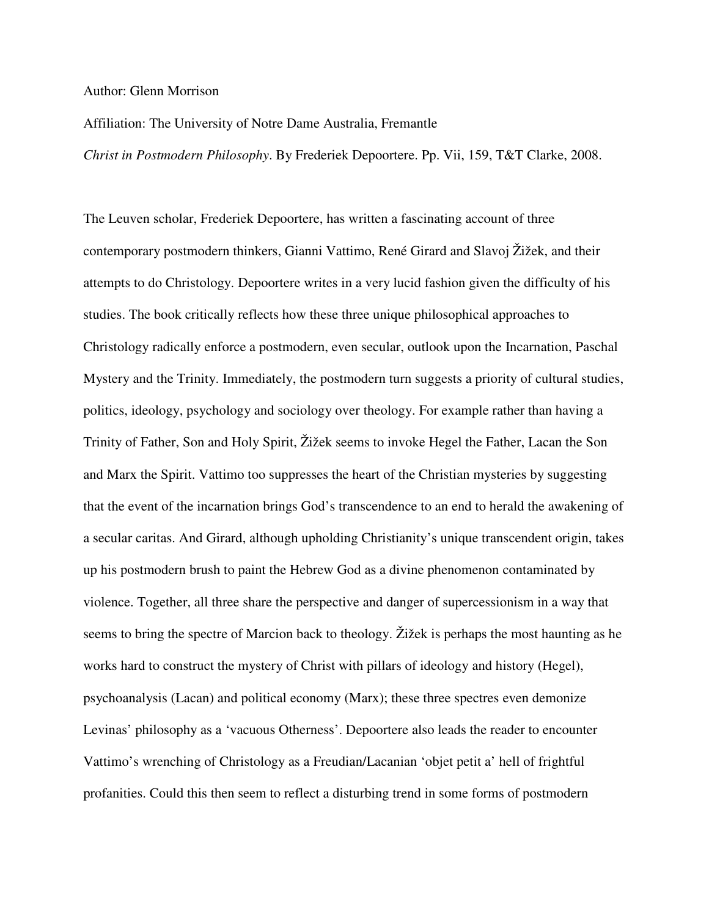Author: Glenn Morrison

Affiliation: The University of Notre Dame Australia, Fremantle

*Christ in Postmodern Philosophy*. By Frederiek Depoortere. Pp. Vii, 159, T&T Clarke, 2008.

The Leuven scholar, Frederiek Depoortere, has written a fascinating account of three contemporary postmodern thinkers, Gianni Vattimo, René Girard and Slavoj Žižek, and their attempts to do Christology. Depoortere writes in a very lucid fashion given the difficulty of his studies. The book critically reflects how these three unique philosophical approaches to Christology radically enforce a postmodern, even secular, outlook upon the Incarnation, Paschal Mystery and the Trinity. Immediately, the postmodern turn suggests a priority of cultural studies, politics, ideology, psychology and sociology over theology. For example rather than having a Trinity of Father, Son and Holy Spirit, Žižek seems to invoke Hegel the Father, Lacan the Son and Marx the Spirit. Vattimo too suppresses the heart of the Christian mysteries by suggesting that the event of the incarnation brings God's transcendence to an end to herald the awakening of a secular caritas. And Girard, although upholding Christianity's unique transcendent origin, takes up his postmodern brush to paint the Hebrew God as a divine phenomenon contaminated by violence. Together, all three share the perspective and danger of supercessionism in a way that seems to bring the spectre of Marcion back to theology. Žižek is perhaps the most haunting as he works hard to construct the mystery of Christ with pillars of ideology and history (Hegel), psychoanalysis (Lacan) and political economy (Marx); these three spectres even demonize Levinas' philosophy as a 'vacuous Otherness'. Depoortere also leads the reader to encounter Vattimo's wrenching of Christology as a Freudian/Lacanian 'objet petit a' hell of frightful profanities. Could this then seem to reflect a disturbing trend in some forms of postmodern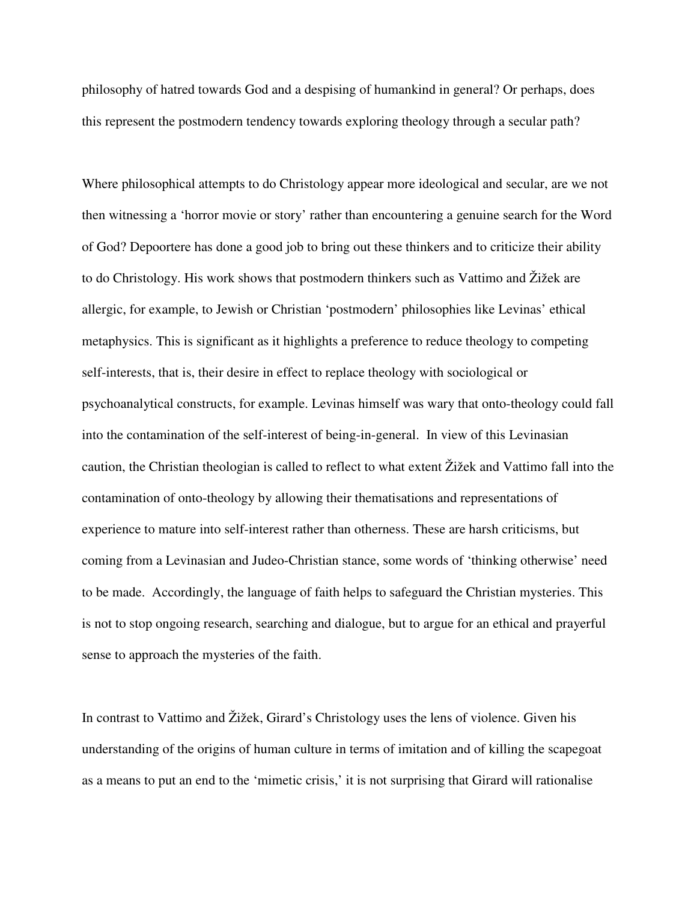philosophy of hatred towards God and a despising of humankind in general? Or perhaps, does this represent the postmodern tendency towards exploring theology through a secular path?

Where philosophical attempts to do Christology appear more ideological and secular, are we not then witnessing a 'horror movie or story' rather than encountering a genuine search for the Word of God? Depoortere has done a good job to bring out these thinkers and to criticize their ability to do Christology. His work shows that postmodern thinkers such as Vattimo and Žižek are allergic, for example, to Jewish or Christian 'postmodern' philosophies like Levinas' ethical metaphysics. This is significant as it highlights a preference to reduce theology to competing self-interests, that is, their desire in effect to replace theology with sociological or psychoanalytical constructs, for example. Levinas himself was wary that onto-theology could fall into the contamination of the self-interest of being-in-general. In view of this Levinasian caution, the Christian theologian is called to reflect to what extent Žižek and Vattimo fall into the contamination of onto-theology by allowing their thematisations and representations of experience to mature into self-interest rather than otherness. These are harsh criticisms, but coming from a Levinasian and Judeo-Christian stance, some words of 'thinking otherwise' need to be made. Accordingly, the language of faith helps to safeguard the Christian mysteries. This is not to stop ongoing research, searching and dialogue, but to argue for an ethical and prayerful sense to approach the mysteries of the faith.

In contrast to Vattimo and Žižek, Girard's Christology uses the lens of violence. Given his understanding of the origins of human culture in terms of imitation and of killing the scapegoat as a means to put an end to the 'mimetic crisis,' it is not surprising that Girard will rationalise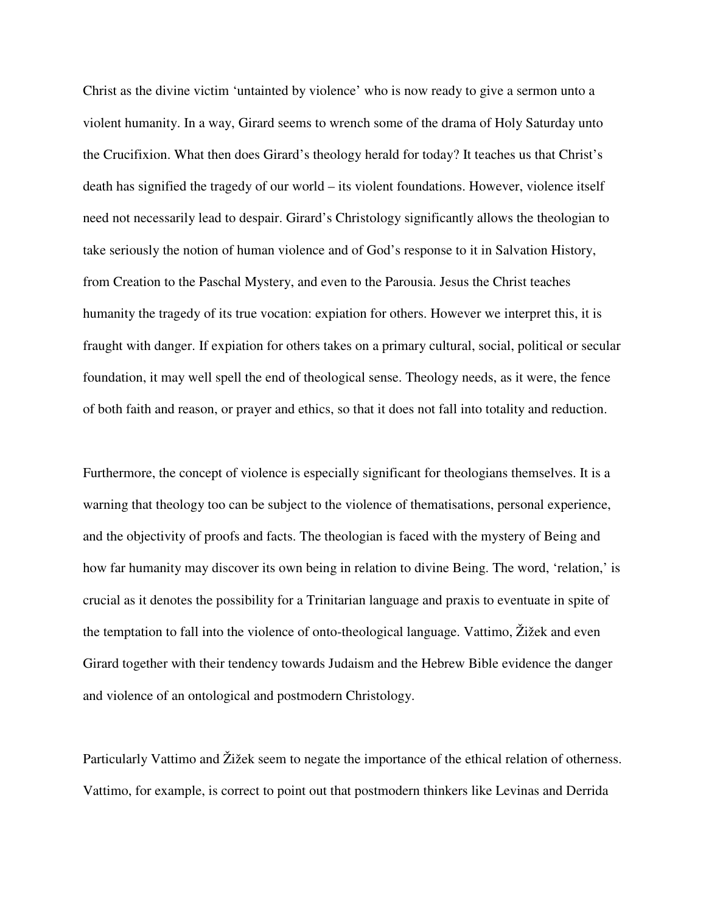Christ as the divine victim 'untainted by violence' who is now ready to give a sermon unto a violent humanity. In a way, Girard seems to wrench some of the drama of Holy Saturday unto the Crucifixion. What then does Girard's theology herald for today? It teaches us that Christ's death has signified the tragedy of our world – its violent foundations. However, violence itself need not necessarily lead to despair. Girard's Christology significantly allows the theologian to take seriously the notion of human violence and of God's response to it in Salvation History, from Creation to the Paschal Mystery, and even to the Parousia. Jesus the Christ teaches humanity the tragedy of its true vocation: expiation for others. However we interpret this, it is fraught with danger. If expiation for others takes on a primary cultural, social, political or secular foundation, it may well spell the end of theological sense. Theology needs, as it were, the fence of both faith and reason, or prayer and ethics, so that it does not fall into totality and reduction.

Furthermore, the concept of violence is especially significant for theologians themselves. It is a warning that theology too can be subject to the violence of thematisations, personal experience, and the objectivity of proofs and facts. The theologian is faced with the mystery of Being and how far humanity may discover its own being in relation to divine Being. The word, 'relation,' is crucial as it denotes the possibility for a Trinitarian language and praxis to eventuate in spite of the temptation to fall into the violence of onto-theological language. Vattimo, Žižek and even Girard together with their tendency towards Judaism and the Hebrew Bible evidence the danger and violence of an ontological and postmodern Christology.

Particularly Vattimo and Žižek seem to negate the importance of the ethical relation of otherness. Vattimo, for example, is correct to point out that postmodern thinkers like Levinas and Derrida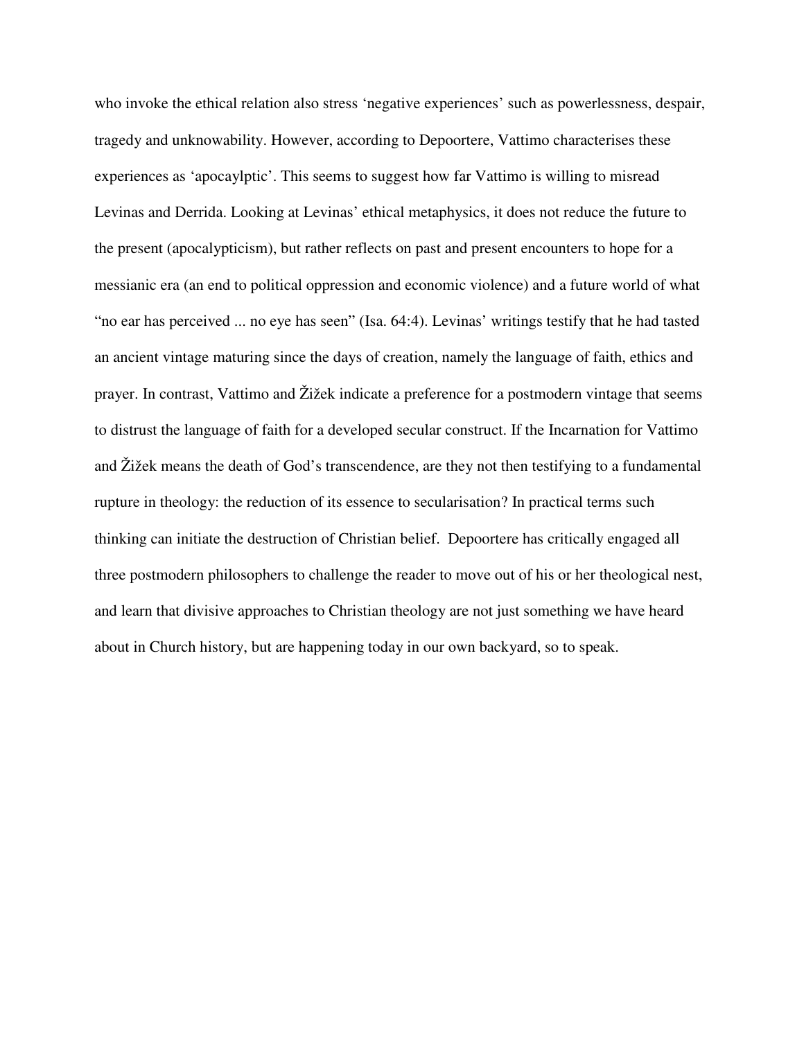who invoke the ethical relation also stress 'negative experiences' such as powerlessness, despair, tragedy and unknowability. However, according to Depoortere, Vattimo characterises these experiences as 'apocaylptic'. This seems to suggest how far Vattimo is willing to misread Levinas and Derrida. Looking at Levinas' ethical metaphysics, it does not reduce the future to the present (apocalypticism), but rather reflects on past and present encounters to hope for a messianic era (an end to political oppression and economic violence) and a future world of what "no ear has perceived ... no eye has seen" (Isa. 64:4). Levinas' writings testify that he had tasted an ancient vintage maturing since the days of creation, namely the language of faith, ethics and prayer. In contrast, Vattimo and Žižek indicate a preference for a postmodern vintage that seems to distrust the language of faith for a developed secular construct. If the Incarnation for Vattimo and Žižek means the death of God's transcendence, are they not then testifying to a fundamental rupture in theology: the reduction of its essence to secularisation? In practical terms such thinking can initiate the destruction of Christian belief. Depoortere has critically engaged all three postmodern philosophers to challenge the reader to move out of his or her theological nest, and learn that divisive approaches to Christian theology are not just something we have heard about in Church history, but are happening today in our own backyard, so to speak.